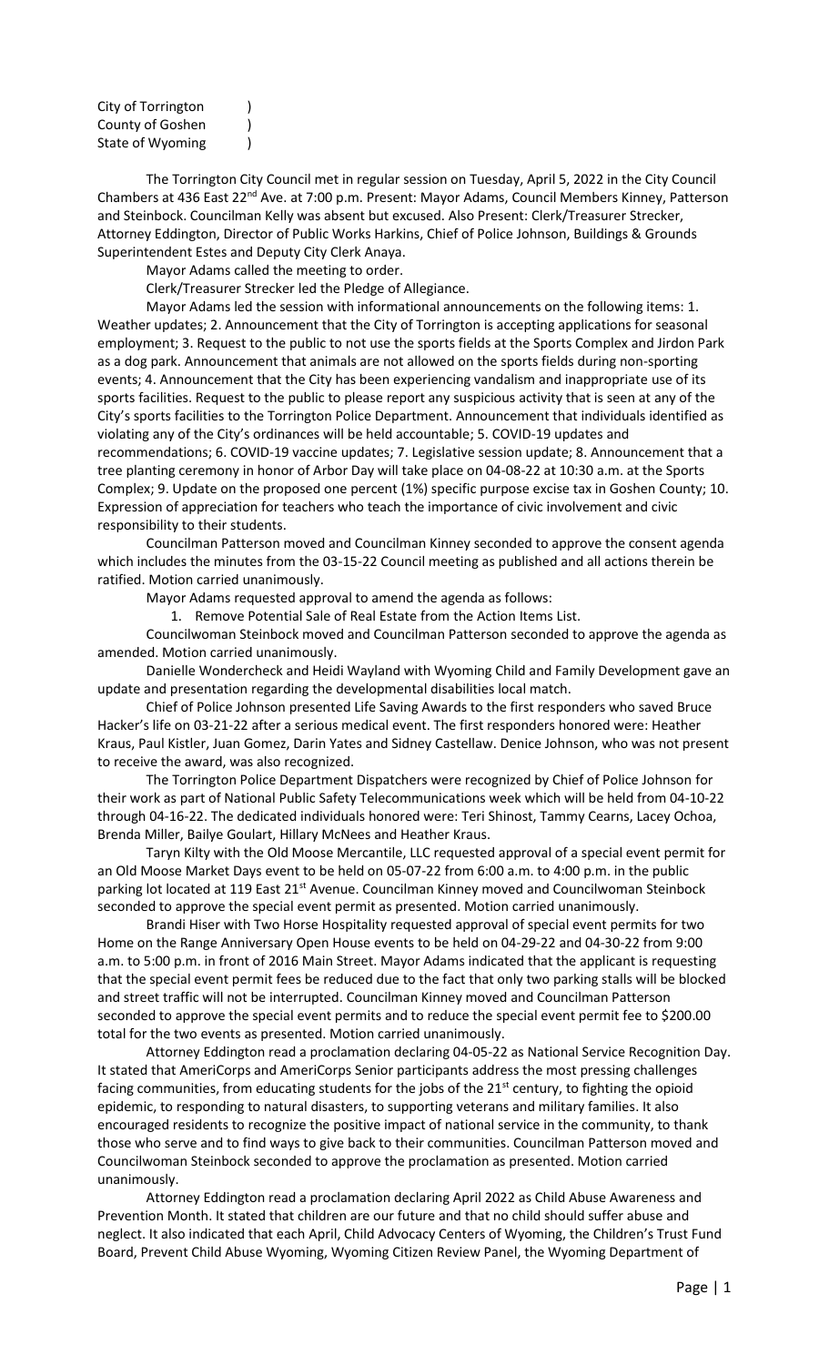City of Torrington )
County of Goshen )
State of Wyoming )

The Torrington City Council met in regular session on Tuesday, April 5, 2022 in the City Council Chambers at 436 East 22nd Ave. at 7:00 p.m. Present: Mayor Adams, Council Members Kinney, Patterson and Steinbock. Councilman Kelly was absent but excused. Also Present: Clerk/Treasurer Strecker, Attorney Eddington, Director of Public Works Harkins, Chief of Police Johnson, Buildings & Grounds Superintendent Estes and Deputy City Clerk Anaya.

Mayor Adams called the meeting to order.

Clerk/Treasurer Strecker led the Pledge of Allegiance.

Mayor Adams led the session with informational announcements on the following items: 1. Weather updates; 2. Announcement that the City of Torrington is accepting applications for seasonal employment; 3. Request to the public to not use the sports fields at the Sports Complex and Jirdon Park as a dog park. Announcement that animals are not allowed on the sports fields during non-sporting events; 4. Announcement that the City has been experiencing vandalism and inappropriate use of its sports facilities. Request to the public to please report any suspicious activity that is seen at any of the City's sports facilities to the Torrington Police Department. Announcement that individuals identified as violating any of the City's ordinances will be held accountable; 5. COVID-19 updates and recommendations; 6. COVID-19 vaccine updates; 7. Legislative session update; 8. Announcement that a tree planting ceremony in honor of Arbor Day will take place on 04-08-22 at 10:30 a.m. at the Sports Complex; 9. Update on the proposed one percent (1%) specific purpose excise tax in Goshen County; 10. Expression of appreciation for teachers who teach the importance of civic involvement and civic responsibility to their students.

Councilman Patterson moved and Councilman Kinney seconded to approve the consent agenda which includes the minutes from the 03-15-22 Council meeting as published and all actions therein be ratified. Motion carried unanimously.

Mayor Adams requested approval to amend the agenda as follows:

1. Remove Potential Sale of Real Estate from the Action Items List.

Councilwoman Steinbock moved and Councilman Patterson seconded to approve the agenda as amended. Motion carried unanimously.

Danielle Wondercheck and Heidi Wayland with Wyoming Child and Family Development gave an update and presentation regarding the developmental disabilities local match.

Chief of Police Johnson presented Life Saving Awards to the first responders who saved Bruce Hacker's life on 03-21-22 after a serious medical event. The first responders honored were: Heather Kraus, Paul Kistler, Juan Gomez, Darin Yates and Sidney Castellaw. Denice Johnson, who was not present to receive the award, was also recognized.

The Torrington Police Department Dispatchers were recognized by Chief of Police Johnson for their work as part of National Public Safety Telecommunications week which will be held from 04-10-22 through 04-16-22. The dedicated individuals honored were: Teri Shinost, Tammy Cearns, Lacey Ochoa, Brenda Miller, Bailye Goulart, Hillary McNees and Heather Kraus.

Taryn Kilty with the Old Moose Mercantile, LLC requested approval of a special event permit for an Old Moose Market Days event to be held on 05-07-22 from 6:00 a.m. to 4:00 p.m. in the public parking lot located at 119 East 21st Avenue. Councilman Kinney moved and Councilwoman Steinbock seconded to approve the special event permit as presented. Motion carried unanimously.

Brandi Hiser with Two Horse Hospitality requested approval of special event permits for two Home on the Range Anniversary Open House events to be held on 04-29-22 and 04-30-22 from 9:00 a.m. to 5:00 p.m. in front of 2016 Main Street. Mayor Adams indicated that the applicant is requesting that the special event permit fees be reduced due to the fact that only two parking stalls will be blocked and street traffic will not be interrupted. Councilman Kinney moved and Councilman Patterson seconded to approve the special event permits and to reduce the special event permit fee to $200.00 total for the two events as presented. Motion carried unanimously.

Attorney Eddington read a proclamation declaring 04-05-22 as National Service Recognition Day. It stated that AmeriCorps and AmeriCorps Senior participants address the most pressing challenges facing communities, from educating students for the jobs of the 21st century, to fighting the opioid epidemic, to responding to natural disasters, to supporting veterans and military families. It also encouraged residents to recognize the positive impact of national service in the community, to thank those who serve and to find ways to give back to their communities. Councilman Patterson moved and Councilwoman Steinbock seconded to approve the proclamation as presented. Motion carried unanimously.

Attorney Eddington read a proclamation declaring April 2022 as Child Abuse Awareness and Prevention Month. It stated that children are our future and that no child should suffer abuse and neglect. It also indicated that each April, Child Advocacy Centers of Wyoming, the Children's Trust Fund Board, Prevent Child Abuse Wyoming, Wyoming Citizen Review Panel, the Wyoming Department of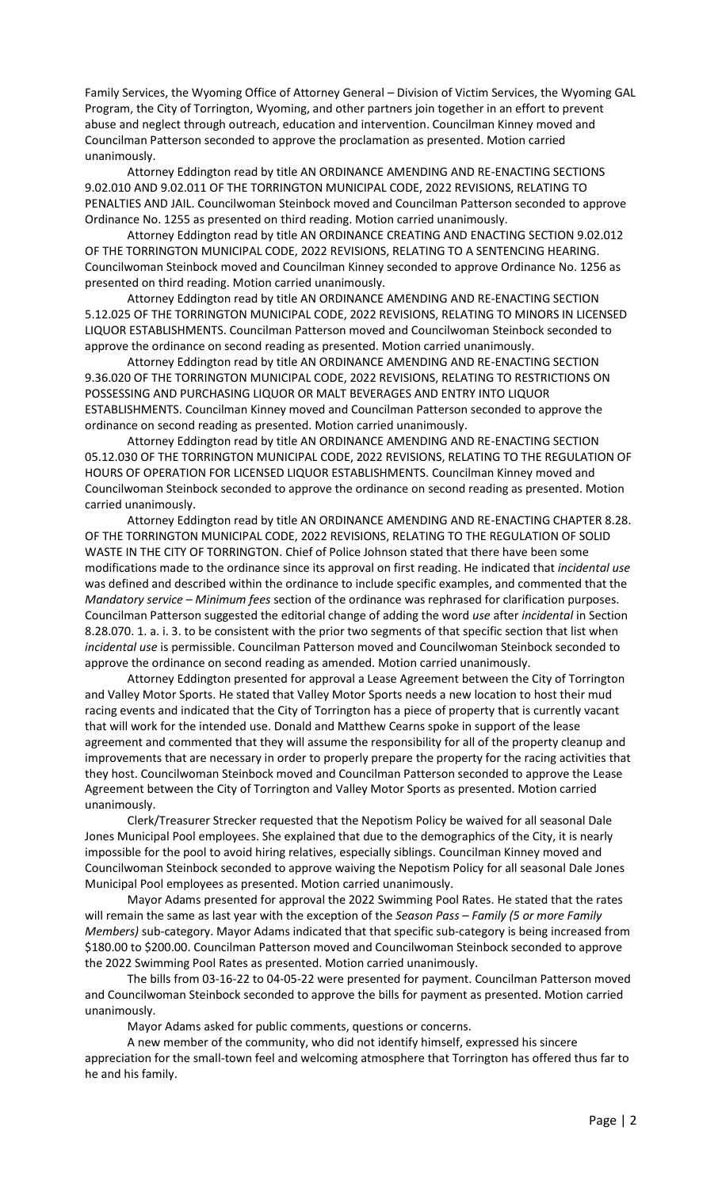Family Services, the Wyoming Office of Attorney General – Division of Victim Services, the Wyoming GAL Program, the City of Torrington, Wyoming, and other partners join together in an effort to prevent abuse and neglect through outreach, education and intervention. Councilman Kinney moved and Councilman Patterson seconded to approve the proclamation as presented. Motion carried unanimously.

Attorney Eddington read by title AN ORDINANCE AMENDING AND RE-ENACTING SECTIONS 9.02.010 AND 9.02.011 OF THE TORRINGTON MUNICIPAL CODE, 2022 REVISIONS, RELATING TO PENALTIES AND JAIL. Councilwoman Steinbock moved and Councilman Patterson seconded to approve Ordinance No. 1255 as presented on third reading. Motion carried unanimously.

Attorney Eddington read by title AN ORDINANCE CREATING AND ENACTING SECTION 9.02.012 OF THE TORRINGTON MUNICIPAL CODE, 2022 REVISIONS, RELATING TO A SENTENCING HEARING. Councilwoman Steinbock moved and Councilman Kinney seconded to approve Ordinance No. 1256 as presented on third reading. Motion carried unanimously.

Attorney Eddington read by title AN ORDINANCE AMENDING AND RE-ENACTING SECTION 5.12.025 OF THE TORRINGTON MUNICIPAL CODE, 2022 REVISIONS, RELATING TO MINORS IN LICENSED LIQUOR ESTABLISHMENTS. Councilman Patterson moved and Councilwoman Steinbock seconded to approve the ordinance on second reading as presented. Motion carried unanimously.

Attorney Eddington read by title AN ORDINANCE AMENDING AND RE-ENACTING SECTION 9.36.020 OF THE TORRINGTON MUNICIPAL CODE, 2022 REVISIONS, RELATING TO RESTRICTIONS ON POSSESSING AND PURCHASING LIQUOR OR MALT BEVERAGES AND ENTRY INTO LIQUOR ESTABLISHMENTS. Councilman Kinney moved and Councilman Patterson seconded to approve the ordinance on second reading as presented. Motion carried unanimously.

Attorney Eddington read by title AN ORDINANCE AMENDING AND RE-ENACTING SECTION 05.12.030 OF THE TORRINGTON MUNICIPAL CODE, 2022 REVISIONS, RELATING TO THE REGULATION OF HOURS OF OPERATION FOR LICENSED LIQUOR ESTABLISHMENTS. Councilman Kinney moved and Councilwoman Steinbock seconded to approve the ordinance on second reading as presented. Motion carried unanimously.

Attorney Eddington read by title AN ORDINANCE AMENDING AND RE-ENACTING CHAPTER 8.28. OF THE TORRINGTON MUNICIPAL CODE, 2022 REVISIONS, RELATING TO THE REGULATION OF SOLID WASTE IN THE CITY OF TORRINGTON. Chief of Police Johnson stated that there have been some modifications made to the ordinance since its approval on first reading. He indicated that *incidental use* was defined and described within the ordinance to include specific examples, and commented that the *Mandatory service – Minimum fees* section of the ordinance was rephrased for clarification purposes. Councilman Patterson suggested the editorial change of adding the word *use* after *incidental* in Section 8.28.070. 1. a. i. 3. to be consistent with the prior two segments of that specific section that list when *incidental use* is permissible. Councilman Patterson moved and Councilwoman Steinbock seconded to approve the ordinance on second reading as amended. Motion carried unanimously.

Attorney Eddington presented for approval a Lease Agreement between the City of Torrington and Valley Motor Sports. He stated that Valley Motor Sports needs a new location to host their mud racing events and indicated that the City of Torrington has a piece of property that is currently vacant that will work for the intended use. Donald and Matthew Cearns spoke in support of the lease agreement and commented that they will assume the responsibility for all of the property cleanup and improvements that are necessary in order to properly prepare the property for the racing activities that they host. Councilwoman Steinbock moved and Councilman Patterson seconded to approve the Lease Agreement between the City of Torrington and Valley Motor Sports as presented. Motion carried unanimously.

Clerk/Treasurer Strecker requested that the Nepotism Policy be waived for all seasonal Dale Jones Municipal Pool employees. She explained that due to the demographics of the City, it is nearly impossible for the pool to avoid hiring relatives, especially siblings. Councilman Kinney moved and Councilwoman Steinbock seconded to approve waiving the Nepotism Policy for all seasonal Dale Jones Municipal Pool employees as presented. Motion carried unanimously.

Mayor Adams presented for approval the 2022 Swimming Pool Rates. He stated that the rates will remain the same as last year with the exception of the *Season Pass – Family (5 or more Family Members)* sub-category. Mayor Adams indicated that that specific sub-category is being increased from $180.00 to $200.00. Councilman Patterson moved and Councilwoman Steinbock seconded to approve the 2022 Swimming Pool Rates as presented. Motion carried unanimously.

The bills from 03-16-22 to 04-05-22 were presented for payment. Councilman Patterson moved and Councilwoman Steinbock seconded to approve the bills for payment as presented. Motion carried unanimously.

Mayor Adams asked for public comments, questions or concerns.

A new member of the community, who did not identify himself, expressed his sincere appreciation for the small-town feel and welcoming atmosphere that Torrington has offered thus far to he and his family.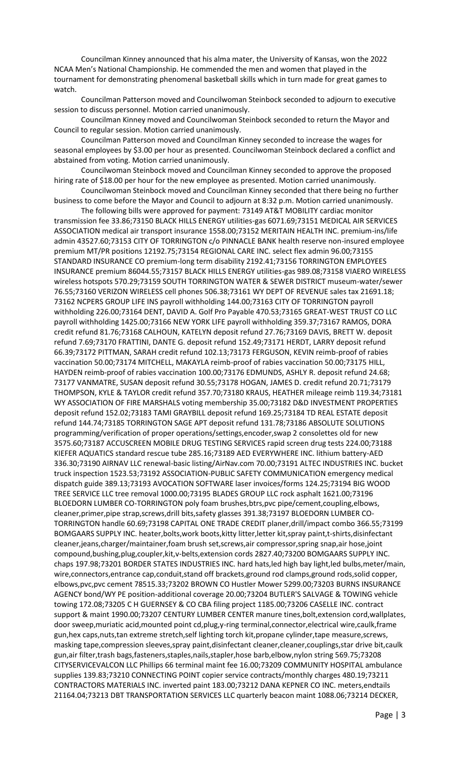Councilman Kinney announced that his alma mater, the University of Kansas, won the 2022 NCAA Men's National Championship. He commended the men and women that played in the tournament for demonstrating phenomenal basketball skills which in turn made for great games to watch.

Councilman Patterson moved and Councilwoman Steinbock seconded to adjourn to executive session to discuss personnel. Motion carried unanimously.

Councilman Kinney moved and Councilwoman Steinbock seconded to return the Mayor and Council to regular session. Motion carried unanimously.

Councilman Patterson moved and Councilman Kinney seconded to increase the wages for seasonal employees by $3.00 per hour as presented. Councilwoman Steinbock declared a conflict and abstained from voting. Motion carried unanimously.

Councilwoman Steinbock moved and Councilman Kinney seconded to approve the proposed hiring rate of $18.00 per hour for the new employee as presented. Motion carried unanimously.

Councilwoman Steinbock moved and Councilman Kinney seconded that there being no further business to come before the Mayor and Council to adjourn at 8:32 p.m. Motion carried unanimously.

The following bills were approved for payment: 73149 AT&T MOBILITY cardiac monitor transmission fee 33.86;73150 BLACK HILLS ENERGY utilities-gas 6071.69;73151 MEDICAL AIR SERVICES ASSOCIATION medical air transport insurance 1558.00;73152 MERITAIN HEALTH INC. premium-ins/life admin 43527.60;73153 CITY OF TORRINGTON c/o PINNACLE BANK health reserve non-insured employee premium MT/PR positions 12192.75;73154 REGIONAL CARE INC. select flex admin 96.00;73155 STANDARD INSURANCE CO premium-long term disability 2192.41;73156 TORRINGTON EMPLOYEES INSURANCE premium 86044.55;73157 BLACK HILLS ENERGY utilities-gas 989.08;73158 VIAERO WIRELESS wireless hotspots 570.29;73159 SOUTH TORRINGTON WATER & SEWER DISTRICT museum-water/sewer 76.55;73160 VERIZON WIRELESS cell phones 506.38;73161 WY DEPT OF REVENUE sales tax 21691.18; 73162 NCPERS GROUP LIFE INS payroll withholding 144.00;73163 CITY OF TORRINGTON payroll withholding 226.00;73164 DENT, DAVID A. Golf Pro Payable 470.53;73165 GREAT-WEST TRUST CO LLC payroll withholding 1425.00;73166 NEW YORK LIFE payroll withholding 359.37;73167 RAMOS, DORA credit refund 81.76;73168 CALHOUN, KATELYN deposit refund 27.76;73169 DAVIS, BRETT W. deposit refund 7.69;73170 FRATTINI, DANTE G. deposit refund 152.49;73171 HERDT, LARRY deposit refund 66.39;73172 PITTMAN, SARAH credit refund 102.13;73173 FERGUSON, KEVIN reimb-proof of rabies vaccination 50.00;73174 MITCHELL, MAKAYLA reimb-proof of rabies vaccination 50.00;73175 HILL, HAYDEN reimb-proof of rabies vaccination 100.00;73176 EDMUNDS, ASHLY R. deposit refund 24.68; 73177 VANMATRE, SUSAN deposit refund 30.55;73178 HOGAN, JAMES D. credit refund 20.71;73179 THOMPSON, KYLE & TAYLOR credit refund 357.70;73180 KRAUS, HEATHER mileage reimb 119.34;73181 WY ASSOCIATION OF FIRE MARSHALS voting membership 35.00;73182 D&D INVESTMENT PROPERTIES deposit refund 152.02;73183 TAMI GRAYBILL deposit refund 169.25;73184 TD REAL ESTATE deposit refund 144.74;73185 TORRINGTON SAGE APT deposit refund 131.78;73186 ABSOLUTE SOLUTIONS programming/verification of proper operations/settings,encoder,swap 2 consolettes old for new 3575.60;73187 ACCUSCREEN MOBILE DRUG TESTING SERVICES rapid screen drug tests 224.00;73188 KIEFER AQUATICS standard rescue tube 285.16;73189 AED EVERYWHERE INC. lithium battery-AED 336.30;73190 AIRNAV LLC renewal-basic listing/AirNav.com 70.00;73191 ALTEC INDUSTRIES INC. bucket truck inspection 1523.53;73192 ASSOCIATION-PUBLIC SAFETY COMMUNICATION emergency medical dispatch guide 389.13;73193 AVOCATION SOFTWARE laser invoices/forms 124.25;73194 BIG WOOD TREE SERVICE LLC tree removal 1000.00;73195 BLADES GROUP LLC rock asphalt 1621.00;73196 BLOEDORN LUMBER CO-TORRINGTON poly foam brushes,btrs,pvc pipe/cement,coupling,elbows, cleaner,primer,pipe strap,screws,drill bits,safety glasses 391.38;73197 BLOEDORN LUMBER CO-TORRINGTON handle 60.69;73198 CAPITAL ONE TRADE CREDIT planer,drill/impact combo 366.55;73199 BOMGAARS SUPPLY INC. heater,bolts,work boots,kitty litter,letter kit,spray paint,t-shirts,disinfectant cleaner,jeans,charger/maintainer,foam brush set,screws,air compressor,spring snap,air hose,joint compound,bushing,plug,coupler,kit,v-belts,extension cords 2827.40;73200 BOMGAARS SUPPLY INC. chaps 197.98;73201 BORDER STATES INDUSTRIES INC. hard hats,led high bay light,led bulbs,meter/main, wire,connectors,entrance cap,conduit,stand off brackets,ground rod clamps,ground rods,solid copper, elbows,pvc,pvc cement 78515.33;73202 BROWN CO Hustler Mower 5299.00;73203 BURNS INSURANCE AGENCY bond/WY PE position-additional coverage 20.00;73204 BUTLER'S SALVAGE & TOWING vehicle towing 172.08;73205 C H GUERNSEY & CO CBA filing project 1185.00;73206 CASELLE INC. contract support & maint 1990.00;73207 CENTURY LUMBER CENTER manure tines,bolt,extension cord,wallplates, door sweep,muriatic acid,mounted point cd,plug,y-ring terminal,connector,electrical wire,caulk,frame gun,hex caps,nuts,tan extreme stretch,self lighting torch kit,propane cylinder,tape measure,screws, masking tape,compression sleeves,spray paint,disinfectant cleaner,cleaner,couplings,star drive bit,caulk gun,air filter,trash bags,fasteners,staples,nails,stapler,hose barb,elbow,nylon string 569.75;73208 CITYSERVICEVALCON LLC Phillips 66 terminal maint fee 16.00;73209 COMMUNITY HOSPITAL ambulance supplies 139.83;73210 CONNECTING POINT copier service contracts/monthly charges 480.19;73211 CONTRACTORS MATERIALS INC. inverted paint 183.00;73212 DANA KEPNER CO INC. meters,endtails 21164.04;73213 DBT TRANSPORTATION SERVICES LLC quarterly beacon maint 1088.06;73214 DECKER,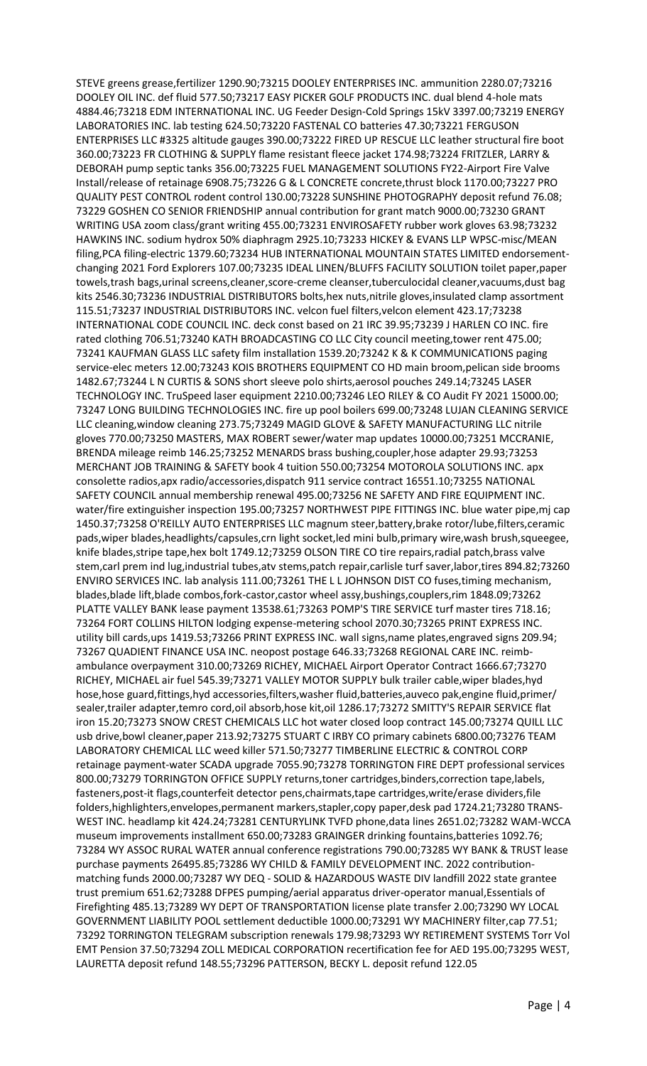STEVE greens grease,fertilizer 1290.90;73215 DOOLEY ENTERPRISES INC. ammunition 2280.07;73216 DOOLEY OIL INC. def fluid 577.50;73217 EASY PICKER GOLF PRODUCTS INC. dual blend 4-hole mats 4884.46;73218 EDM INTERNATIONAL INC. UG Feeder Design-Cold Springs 15kV 3397.00;73219 ENERGY LABORATORIES INC. lab testing 624.50;73220 FASTENAL CO batteries 47.30;73221 FERGUSON ENTERPRISES LLC #3325 altitude gauges 390.00;73222 FIRED UP RESCUE LLC leather structural fire boot 360.00;73223 FR CLOTHING & SUPPLY flame resistant fleece jacket 174.98;73224 FRITZLER, LARRY & DEBORAH pump septic tanks 356.00;73225 FUEL MANAGEMENT SOLUTIONS FY22-Airport Fire Valve Install/release of retainage 6908.75;73226 G & L CONCRETE concrete,thrust block 1170.00;73227 PRO QUALITY PEST CONTROL rodent control 130.00;73228 SUNSHINE PHOTOGRAPHY deposit refund 76.08; 73229 GOSHEN CO SENIOR FRIENDSHIP annual contribution for grant match 9000.00;73230 GRANT WRITING USA zoom class/grant writing 455.00;73231 ENVIROSAFETY rubber work gloves 63.98;73232 HAWKINS INC. sodium hydrox 50% diaphragm 2925.10;73233 HICKEY & EVANS LLP WPSC-misc/MEAN filing,PCA filing-electric 1379.60;73234 HUB INTERNATIONAL MOUNTAIN STATES LIMITED endorsement-changing 2021 Ford Explorers 107.00;73235 IDEAL LINEN/BLUFFS FACILITY SOLUTION toilet paper,paper towels,trash bags,urinal screens,cleaner,score-creme cleanser,tuberculocidal cleaner,vacuums,dust bag kits 2546.30;73236 INDUSTRIAL DISTRIBUTORS bolts,hex nuts,nitrile gloves,insulated clamp assortment 115.51;73237 INDUSTRIAL DISTRIBUTORS INC. velcon fuel filters,velcon element 423.17;73238 INTERNATIONAL CODE COUNCIL INC. deck const based on 21 IRC 39.95;73239 J HARLEN CO INC. fire rated clothing 706.51;73240 KATH BROADCASTING CO LLC City council meeting,tower rent 475.00; 73241 KAUFMAN GLASS LLC safety film installation 1539.20;73242 K & K COMMUNICATIONS paging service-elec meters 12.00;73243 KOIS BROTHERS EQUIPMENT CO HD main broom,pelican side brooms 1482.67;73244 L N CURTIS & SONS short sleeve polo shirts,aerosol pouches 249.14;73245 LASER TECHNOLOGY INC. TruSpeed laser equipment 2210.00;73246 LEO RILEY & CO Audit FY 2021 15000.00; 73247 LONG BUILDING TECHNOLOGIES INC. fire up pool boilers 699.00;73248 LUJAN CLEANING SERVICE LLC cleaning,window cleaning 273.75;73249 MAGID GLOVE & SAFETY MANUFACTURING LLC nitrile gloves 770.00;73250 MASTERS, MAX ROBERT sewer/water map updates 10000.00;73251 MCCRANIE, BRENDA mileage reimb 146.25;73252 MENARDS brass bushing,coupler,hose adapter 29.93;73253 MERCHANT JOB TRAINING & SAFETY book 4 tuition 550.00;73254 MOTOROLA SOLUTIONS INC. apx consolette radios,apx radio/accessories,dispatch 911 service contract 16551.10;73255 NATIONAL SAFETY COUNCIL annual membership renewal 495.00;73256 NE SAFETY AND FIRE EQUIPMENT INC. water/fire extinguisher inspection 195.00;73257 NORTHWEST PIPE FITTINGS INC. blue water pipe,mj cap 1450.37;73258 O'REILLY AUTO ENTERPRISES LLC magnum steer,battery,brake rotor/lube,filters,ceramic pads,wiper blades,headlights/capsules,crn light socket,led mini bulb,primary wire,wash brush,squeegee, knife blades,stripe tape,hex bolt 1749.12;73259 OLSON TIRE CO tire repairs,radial patch,brass valve stem,carl prem ind lug,industrial tubes,atv stems,patch repair,carlisle turf saver,labor,tires 894.82;73260 ENVIRO SERVICES INC. lab analysis 111.00;73261 THE L L JOHNSON DIST CO fuses,timing mechanism, blades,blade lift,blade combos,fork-castor,castor wheel assy,bushings,couplers,rim 1848.09;73262 PLATTE VALLEY BANK lease payment 13538.61;73263 POMP'S TIRE SERVICE turf master tires 718.16; 73264 FORT COLLINS HILTON lodging expense-metering school 2070.30;73265 PRINT EXPRESS INC. utility bill cards,ups 1419.53;73266 PRINT EXPRESS INC. wall signs,name plates,engraved signs 209.94; 73267 QUADIENT FINANCE USA INC. neopost postage 646.33;73268 REGIONAL CARE INC. reimb-ambulance overpayment 310.00;73269 RICHEY, MICHAEL Airport Operator Contract 1666.67;73270 RICHEY, MICHAEL air fuel 545.39;73271 VALLEY MOTOR SUPPLY bulk trailer cable,wiper blades,hyd hose,hose guard,fittings,hyd accessories,filters,washer fluid,batteries,auveco pak,engine fluid,primer/ sealer,trailer adapter,temro cord,oil absorb,hose kit,oil 1286.17;73272 SMITTY'S REPAIR SERVICE flat iron 15.20;73273 SNOW CREST CHEMICALS LLC hot water closed loop contract 145.00;73274 QUILL LLC usb drive,bowl cleaner,paper 213.92;73275 STUART C IRBY CO primary cabinets 6800.00;73276 TEAM LABORATORY CHEMICAL LLC weed killer 571.50;73277 TIMBERLINE ELECTRIC & CONTROL CORP retainage payment-water SCADA upgrade 7055.90;73278 TORRINGTON FIRE DEPT professional services 800.00;73279 TORRINGTON OFFICE SUPPLY returns,toner cartridges,binders,correction tape,labels, fasteners,post-it flags,counterfeit detector pens,chairmats,tape cartridges,write/erase dividers,file folders,highlighters,envelopes,permanent markers,stapler,copy paper,desk pad 1724.21;73280 TRANS-WEST INC. headlamp kit 424.24;73281 CENTURYLINK TVFD phone,data lines 2651.02;73282 WAM-WCCA museum improvements installment 650.00;73283 GRAINGER drinking fountains,batteries 1092.76; 73284 WY ASSOC RURAL WATER annual conference registrations 790.00;73285 WY BANK & TRUST lease purchase payments 26495.85;73286 WY CHILD & FAMILY DEVELOPMENT INC. 2022 contribution-matching funds 2000.00;73287 WY DEQ - SOLID & HAZARDOUS WASTE DIV landfill 2022 state grantee trust premium 651.62;73288 DFPES pumping/aerial apparatus driver-operator manual,Essentials of Firefighting 485.13;73289 WY DEPT OF TRANSPORTATION license plate transfer 2.00;73290 WY LOCAL GOVERNMENT LIABILITY POOL settlement deductible 1000.00;73291 WY MACHINERY filter,cap 77.51; 73292 TORRINGTON TELEGRAM subscription renewals 179.98;73293 WY RETIREMENT SYSTEMS Torr Vol EMT Pension 37.50;73294 ZOLL MEDICAL CORPORATION recertification fee for AED 195.00;73295 WEST, LAURETTA deposit refund 148.55;73296 PATTERSON, BECKY L. deposit refund 122.05